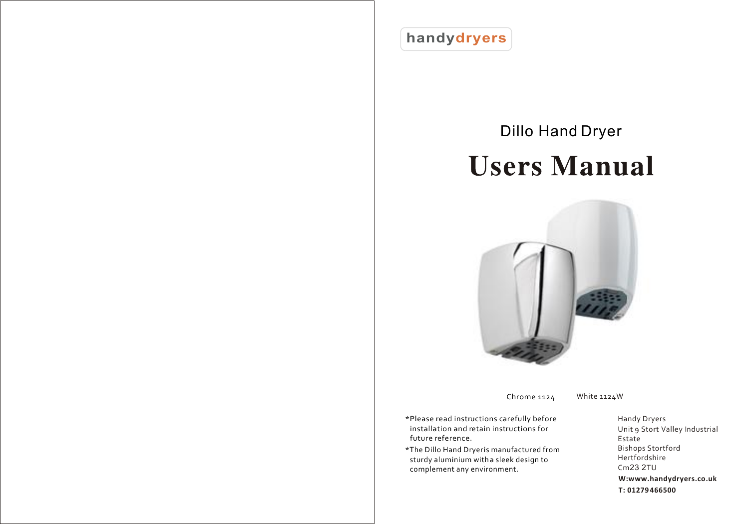handydryers

# Dillo Hand Dryer

# Users Manual

Chrome 1124 White 1124W

*Please read instructions carefully before installation and retain instructions for future reference.

*The Dillo Hand Dryeris manufactured from sturdy aluminium witha sleek design to complement any environment.

Handy Dryers
Unit 9 Stort Valley Industrial Estate
Bishops Stortford
Hertfordshire
Cm23 2TU

**W:www.handydryers.co.uk**

**T: 01279466500**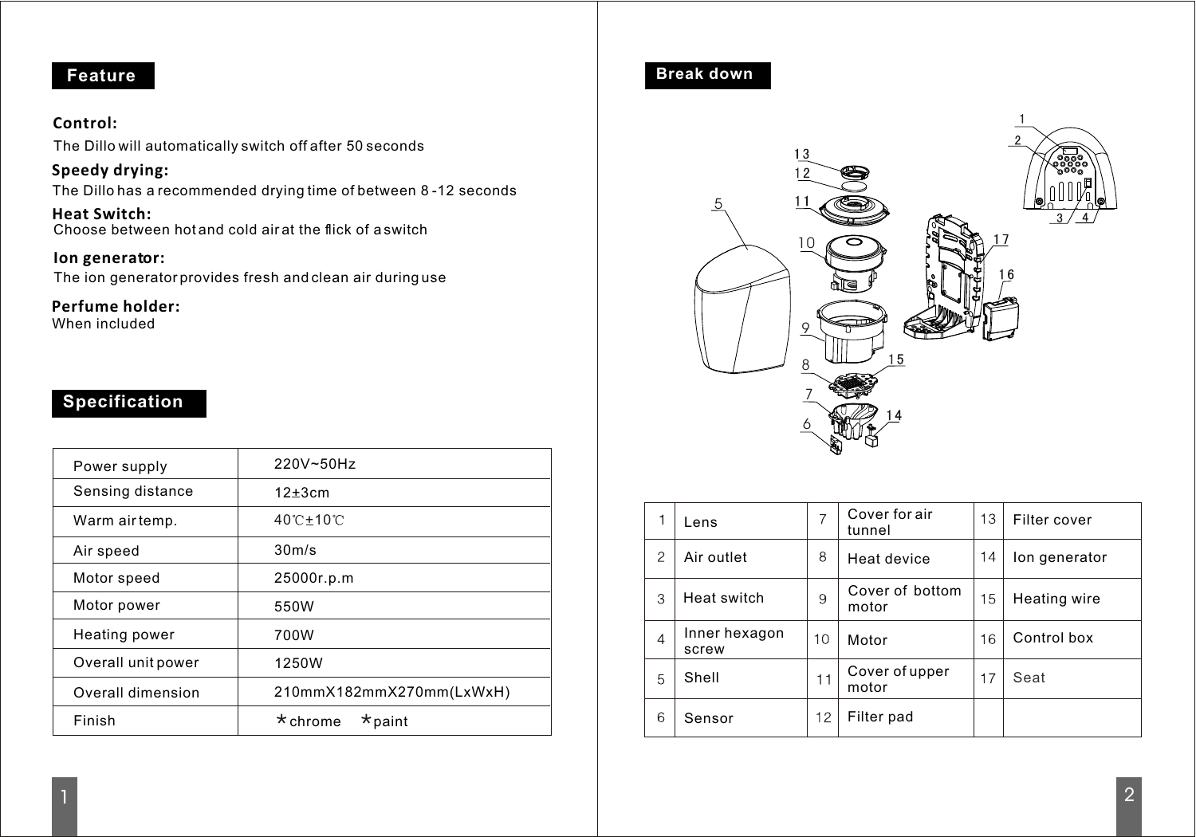## Feature

**Control:**
The Dillo will automatically switch off after 50 seconds

**Speedy drying:**
The Dillo has a recommended drying time of between 8 -12 seconds

**Heat Switch:**
Choose between hot and cold air at the flick of a switch

**Ion generator:**
The ion generator provides fresh and clean air during use

**Perfume holder:**
When included

## Specification

| | |
|---|---|
| Power supply | 220V~50Hz |
| Sensing distance | 12±3cm |
| Warm air temp. | 40℃±10℃ |
| Air speed | 30m/s |
| Motor speed | 25000r.p.m |
| Motor power | 550W |
| Heating power | 700W |
| Overall unit power | 1250W |
| Overall dimension | 210mmX182mmX270mm(LxWxH) |
| Finish | *chrome *paint |

## Break down

| | | | | | |
|---|---|---|---|---|---|
| 1 | Lens | 7 | Cover for air tunnel | 13 | Filter cover |
| 2 | Air outlet | 8 | Heat device | 14 | Ion generator |
| 3 | Heat switch | 9 | Cover of bottom motor | 15 | Heating wire |
| 4 | Inner hexagon screw | 10 | Motor | 16 | Control box |
| 5 | Shell | 11 | Cover of upper motor | 17 | Seat |
| 6 | Sensor | 12 | Filter pad | | |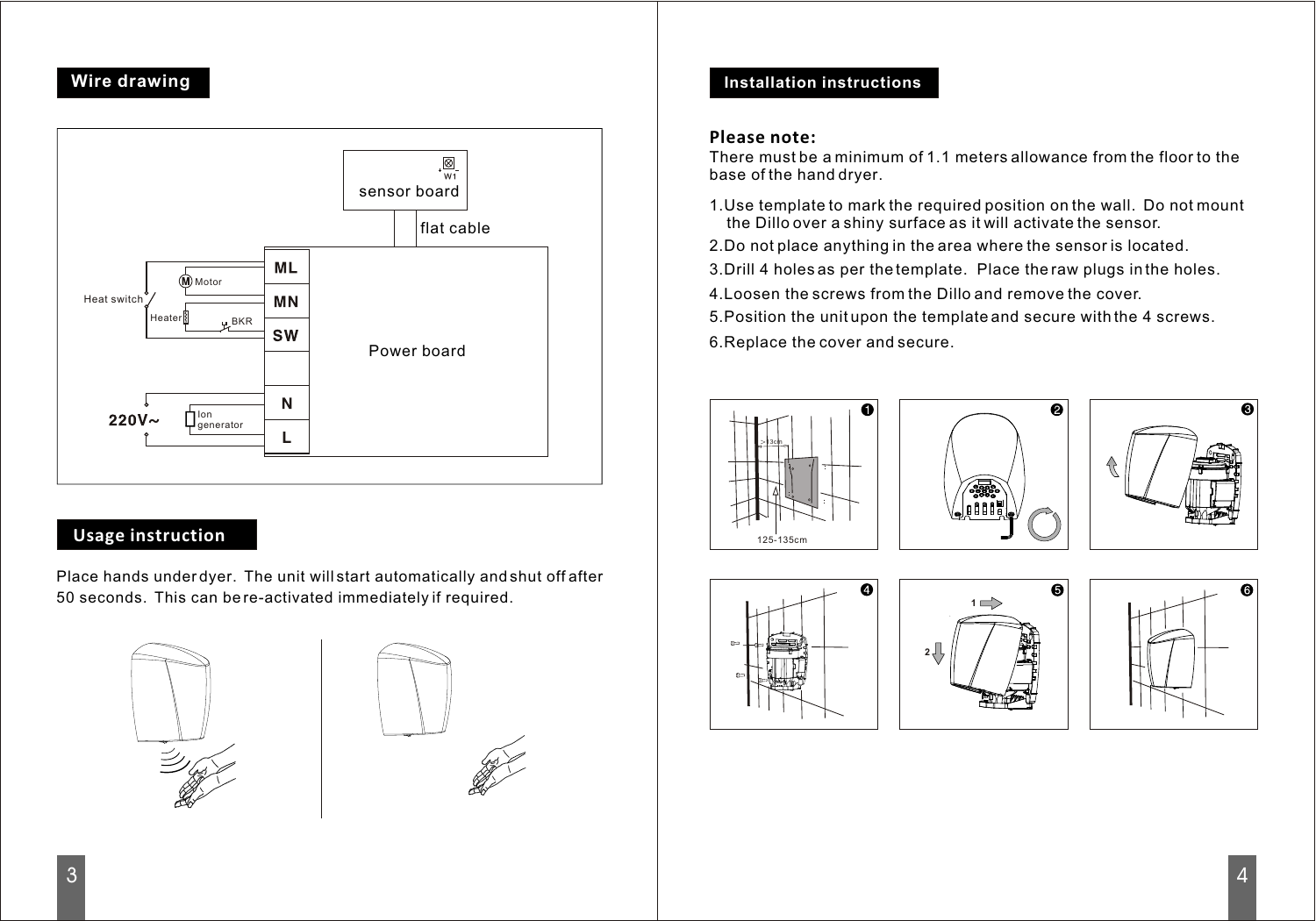## Wire drawing

## Usage instruction

Place hands under dyer. The unit will start automatically and shut off after 50 seconds. This can be re-activated immediately if required.

## Installation instructions

**Please note:**
There must be a minimum of 1.1 meters allowance from the floor to the base of the hand dryer.

1. Use template to mark the required position on the wall. Do not mount the Dillo over a shiny surface as it will activate the sensor.
2. Do not place anything in the area where the sensor is located.
3. Drill 4 holes as per the template. Place the raw plugs in the holes.
4. Loosen the screws from the Dillo and remove the cover.
5. Position the unit upon the template and secure with the 4 screws.
6. Replace the cover and secure.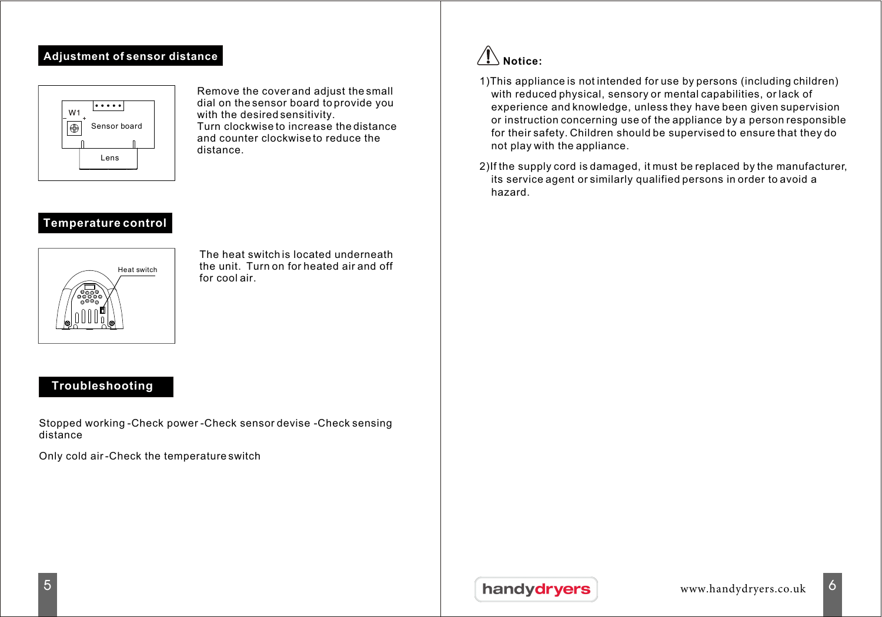## Adjustment of sensor distance

W1

Sensor board

Lens

Remove the cover and adjust the small dial on the sensor board to provide you with the desired sensitivity.
Turn clockwise to increase the distance and counter clockwise to reduce the distance.

## Temperature control

Heat switch

The heat switch is located underneath the unit. Turn on for heated air and off for cool air.

## Troubleshooting

Stopped working -Check power -Check sensor devise -Check sensing distance

Only cold air -Check the temperature switch

**Notice:**

1) This appliance is not intended for use by persons (including children) with reduced physical, sensory or mental capabilities, or lack of experience and knowledge, unless they have been given supervision or instruction concerning use of the appliance by a person responsible for their safety. Children should be supervised to ensure that they do not play with the appliance.

2) If the supply cord is damaged, it must be replaced by the manufacturer, its service agent or similarly qualified persons in order to avoid a hazard.

handydryers

www.handydryers.co.uk